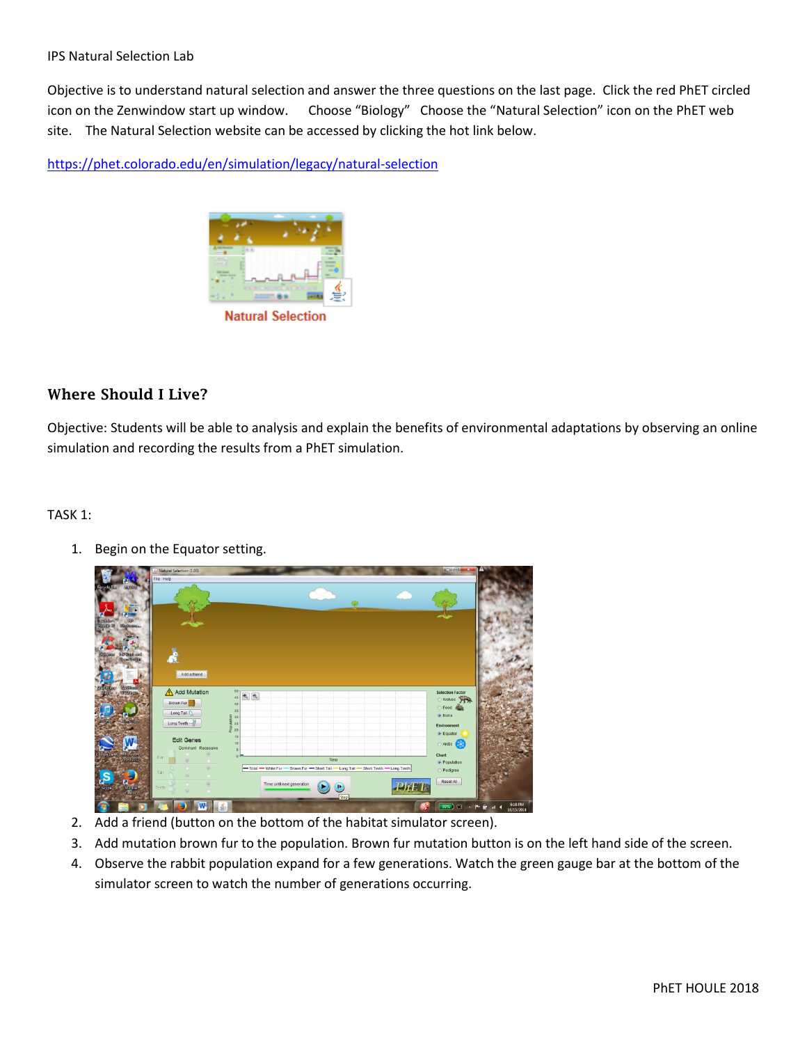IPS Natural Selection Lab

Objective is to understand natural selection and answer the three questions on the last page. Click the red PhET circled icon on the Zenwindow start up window. Choose "Biology" Choose the "Natural Selection" icon on the PhET web site. The Natural Selection website can be accessed by clicking the hot link below.

https://phet.colorado.edu/en/simulation/legacy/natural-selection

## Where Should I Live?

Objective: Students will be able to analysis and explain the benefits of environmental adaptations by observing an online simulation and recording the results from a PhET simulation.

TASK 1:

1. Begin on the Equator setting.
2. Add a friend (button on the bottom of the habitat simulator screen).
3. Add mutation brown fur to the population. Brown fur mutation button is on the left hand side of the screen.
4. Observe the rabbit population expand for a few generations. Watch the green gauge bar at the bottom of the simulator screen to watch the number of generations occurring.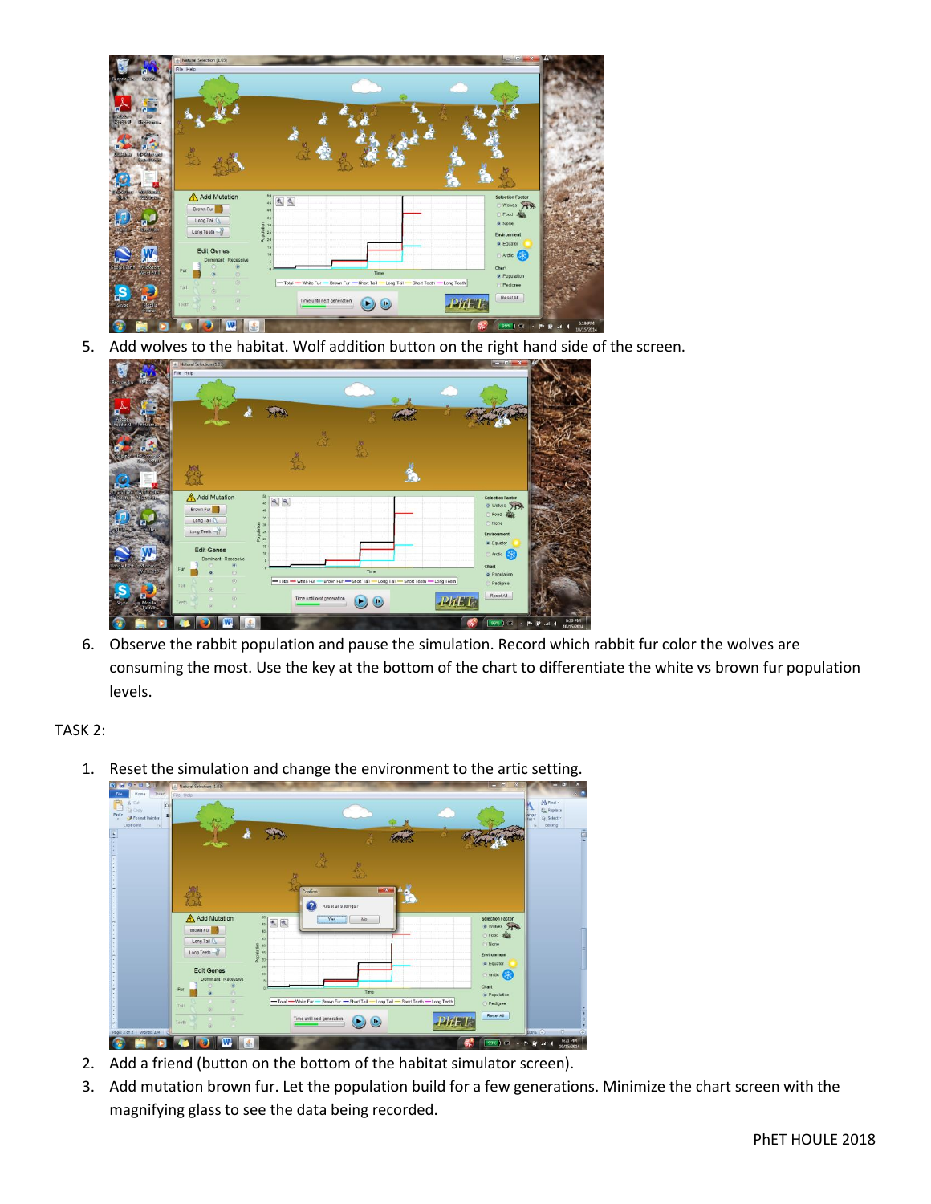5. Add wolves to the habitat. Wolf addition button on the right hand side of the screen.

6. Observe the rabbit population and pause the simulation. Record which rabbit fur color the wolves are consuming the most. Use the key at the bottom of the chart to differentiate the white vs brown fur population levels.

TASK 2:

1. Reset the simulation and change the environment to the artic setting.

2. Add a friend (button on the bottom of the habitat simulator screen).
3. Add mutation brown fur. Let the population build for a few generations. Minimize the chart screen with the magnifying glass to see the data being recorded.

PhET HOULE 2018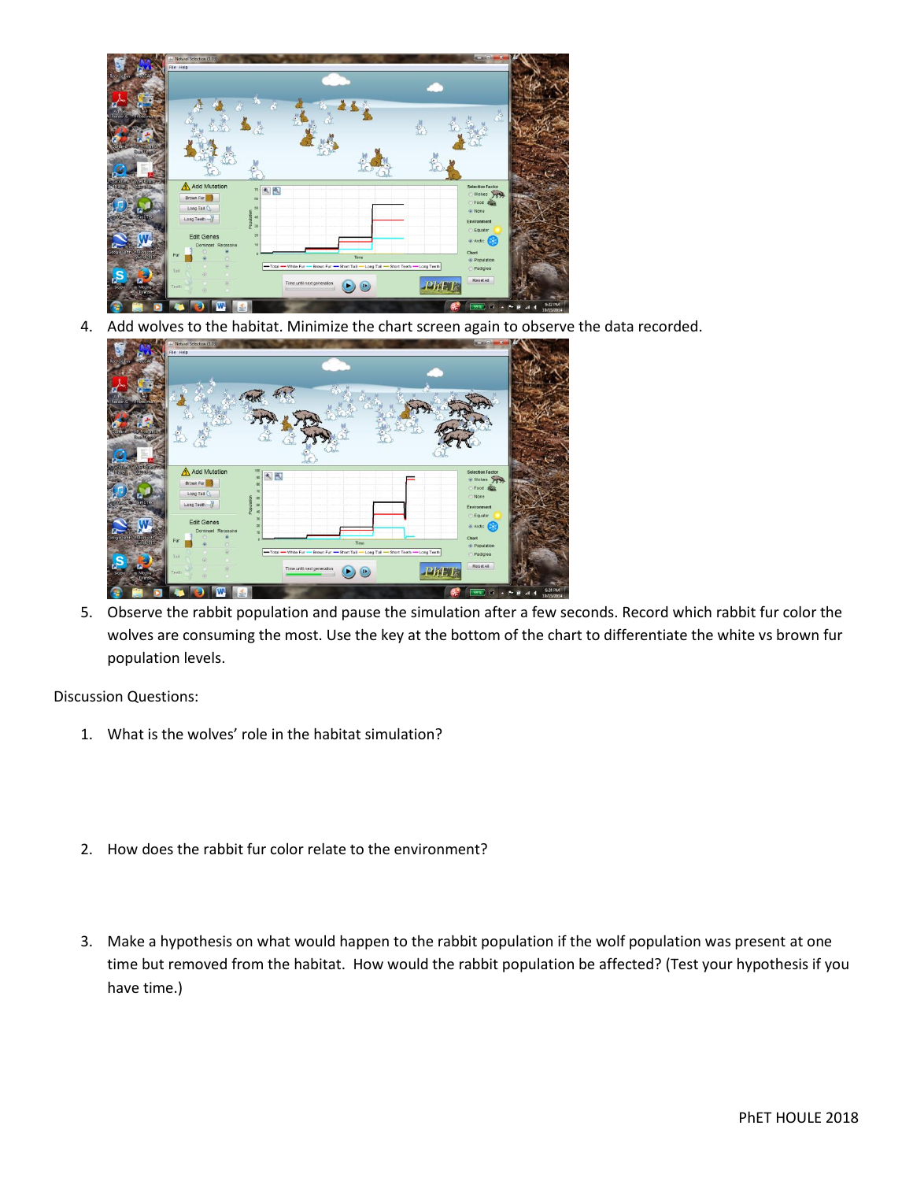4. Add wolves to the habitat. Minimize the chart screen again to observe the data recorded.

5. Observe the rabbit population and pause the simulation after a few seconds. Record which rabbit fur color the wolves are consuming the most. Use the key at the bottom of the chart to differentiate the white vs brown fur population levels.

Discussion Questions:

1. What is the wolves' role in the habitat simulation?

2. How does the rabbit fur color relate to the environment?

3. Make a hypothesis on what would happen to the rabbit population if the wolf population was present at one time but removed from the habitat. How would the rabbit population be affected? (Test your hypothesis if you have time.)